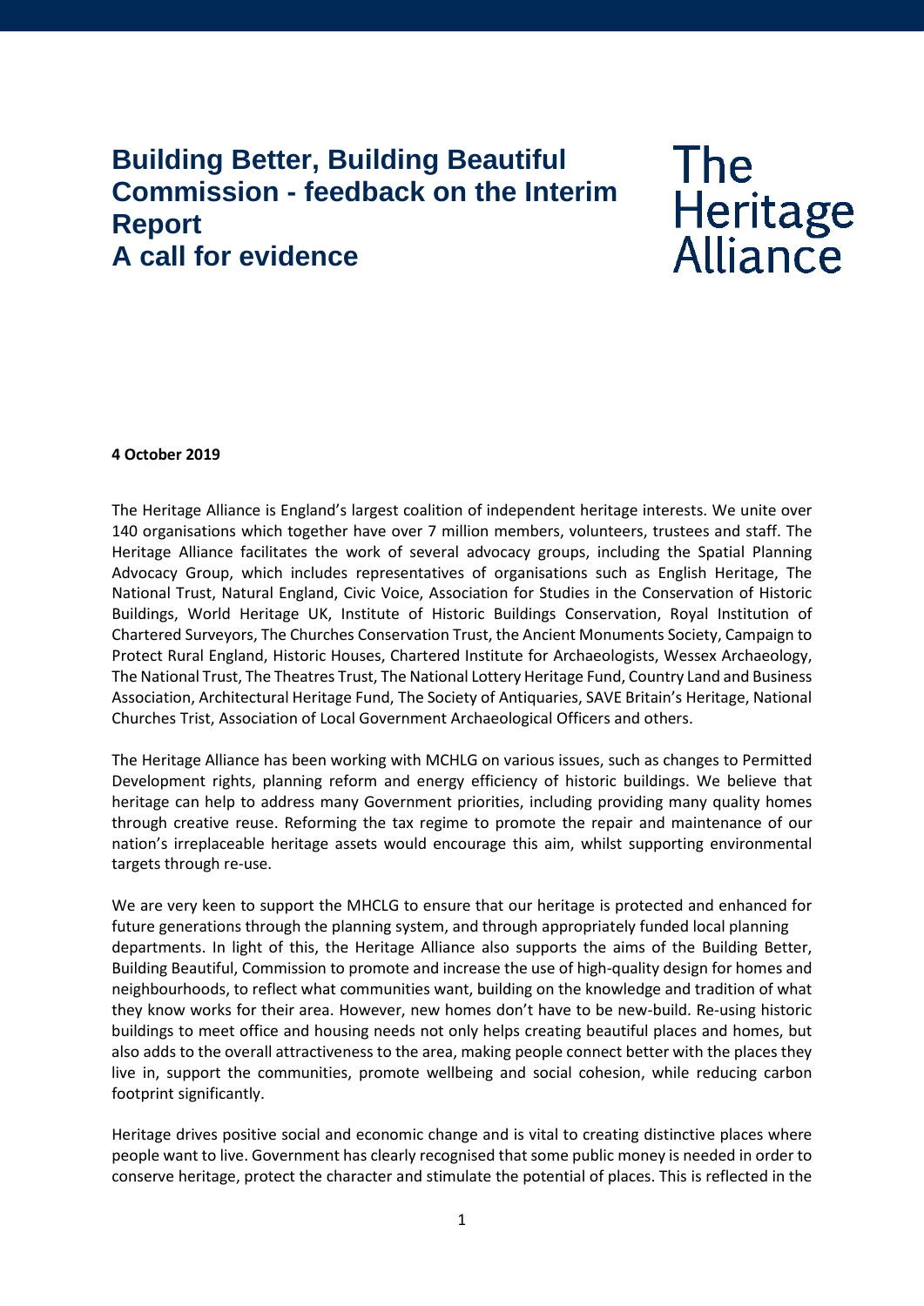# Building Better, Building Beautiful Commission - feedback on the Interim Report
# A call for evidence

The Heritage Alliance

**4 October 2019**

The Heritage Alliance is England's largest coalition of independent heritage interests. We unite over 140 organisations which together have over 7 million members, volunteers, trustees and staff. The Heritage Alliance facilitates the work of several advocacy groups, including the Spatial Planning Advocacy Group, which includes representatives of organisations such as English Heritage, The National Trust, Natural England, Civic Voice, Association for Studies in the Conservation of Historic Buildings, World Heritage UK, Institute of Historic Buildings Conservation, Royal Institution of Chartered Surveyors, The Churches Conservation Trust, the Ancient Monuments Society, Campaign to Protect Rural England, Historic Houses, Chartered Institute for Archaeologists, Wessex Archaeology, The National Trust, The Theatres Trust, The National Lottery Heritage Fund, Country Land and Business Association, Architectural Heritage Fund, The Society of Antiquaries, SAVE Britain's Heritage, National Churches Trist, Association of Local Government Archaeological Officers and others.

The Heritage Alliance has been working with MCHLG on various issues, such as changes to Permitted Development rights, planning reform and energy efficiency of historic buildings. We believe that heritage can help to address many Government priorities, including providing many quality homes through creative reuse. Reforming the tax regime to promote the repair and maintenance of our nation's irreplaceable heritage assets would encourage this aim, whilst supporting environmental targets through re-use.

We are very keen to support the MHCLG to ensure that our heritage is protected and enhanced for future generations through the planning system, and through appropriately funded local planning departments. In light of this, the Heritage Alliance also supports the aims of the Building Better, Building Beautiful, Commission to promote and increase the use of high-quality design for homes and neighbourhoods, to reflect what communities want, building on the knowledge and tradition of what they know works for their area. However, new homes don't have to be new-build. Re-using historic buildings to meet office and housing needs not only helps creating beautiful places and homes, but also adds to the overall attractiveness to the area, making people connect better with the places they live in, support the communities, promote wellbeing and social cohesion, while reducing carbon footprint significantly.

Heritage drives positive social and economic change and is vital to creating distinctive places where people want to live. Government has clearly recognised that some public money is needed in order to conserve heritage, protect the character and stimulate the potential of places. This is reflected in the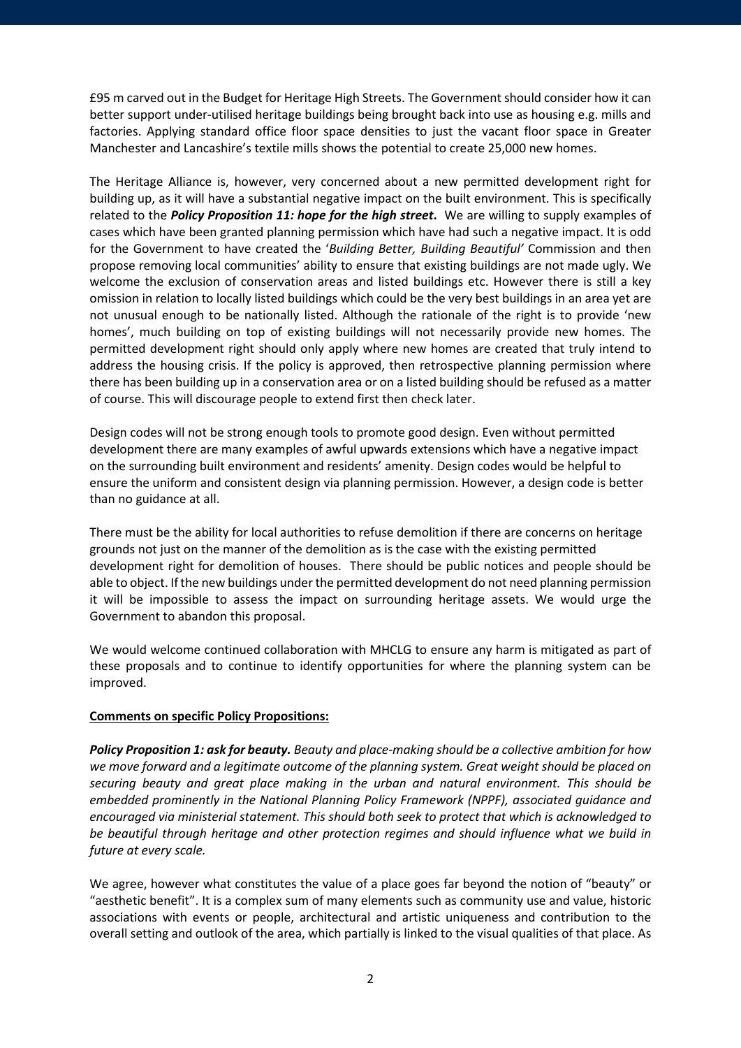£95 m carved out in the Budget for Heritage High Streets. The Government should consider how it can better support under-utilised heritage buildings being brought back into use as housing e.g. mills and factories. Applying standard office floor space densities to just the vacant floor space in Greater Manchester and Lancashire's textile mills shows the potential to create 25,000 new homes.

The Heritage Alliance is, however, very concerned about a new permitted development right for building up, as it will have a substantial negative impact on the built environment. This is specifically related to the ***Policy Proposition 11: hope for the high street***. We are willing to supply examples of cases which have been granted planning permission which have had such a negative impact. It is odd for the Government to have created the '*Building Better, Building Beautiful'* Commission and then propose removing local communities' ability to ensure that existing buildings are not made ugly. We welcome the exclusion of conservation areas and listed buildings etc. However there is still a key omission in relation to locally listed buildings which could be the very best buildings in an area yet are not unusual enough to be nationally listed. Although the rationale of the right is to provide 'new homes', much building on top of existing buildings will not necessarily provide new homes. The permitted development right should only apply where new homes are created that truly intend to address the housing crisis. If the policy is approved, then retrospective planning permission where there has been building up in a conservation area or on a listed building should be refused as a matter of course. This will discourage people to extend first then check later.

Design codes will not be strong enough tools to promote good design. Even without permitted development there are many examples of awful upwards extensions which have a negative impact on the surrounding built environment and residents' amenity. Design codes would be helpful to ensure the uniform and consistent design via planning permission. However, a design code is better than no guidance at all.

There must be the ability for local authorities to refuse demolition if there are concerns on heritage grounds not just on the manner of the demolition as is the case with the existing permitted development right for demolition of houses. There should be public notices and people should be able to object. If the new buildings under the permitted development do not need planning permission it will be impossible to assess the impact on surrounding heritage assets. We would urge the Government to abandon this proposal.

We would welcome continued collaboration with MHCLG to ensure any harm is mitigated as part of these proposals and to continue to identify opportunities for where the planning system can be improved.

**Comments on specific Policy Propositions:**

***Policy Proposition 1: ask for beauty.*** *Beauty and place-making should be a collective ambition for how we move forward and a legitimate outcome of the planning system. Great weight should be placed on securing beauty and great place making in the urban and natural environment. This should be embedded prominently in the National Planning Policy Framework (NPPF), associated guidance and encouraged via ministerial statement. This should both seek to protect that which is acknowledged to be beautiful through heritage and other protection regimes and should influence what we build in future at every scale.*

We agree, however what constitutes the value of a place goes far beyond the notion of "beauty" or "aesthetic benefit". It is a complex sum of many elements such as community use and value, historic associations with events or people, architectural and artistic uniqueness and contribution to the overall setting and outlook of the area, which partially is linked to the visual qualities of that place. As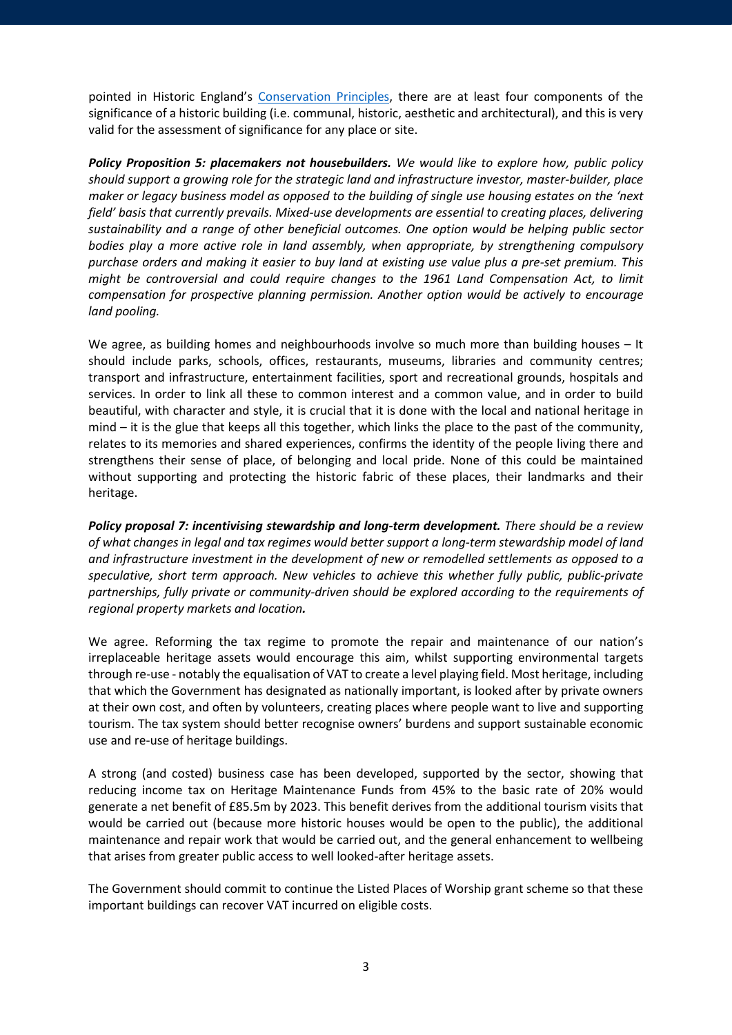pointed in Historic England's [Conservation Principles](), there are at least four components of the significance of a historic building (i.e. communal, historic, aesthetic and architectural), and this is very valid for the assessment of significance for any place or site.

***Policy Proposition 5: placemakers not housebuilders.*** *We would like to explore how, public policy should support a growing role for the strategic land and infrastructure investor, master-builder, place maker or legacy business model as opposed to the building of single use housing estates on the 'next field' basis that currently prevails. Mixed-use developments are essential to creating places, delivering sustainability and a range of other beneficial outcomes. One option would be helping public sector bodies play a more active role in land assembly, when appropriate, by strengthening compulsory purchase orders and making it easier to buy land at existing use value plus a pre-set premium. This might be controversial and could require changes to the 1961 Land Compensation Act, to limit compensation for prospective planning permission. Another option would be actively to encourage land pooling.*

We agree, as building homes and neighbourhoods involve so much more than building houses – It should include parks, schools, offices, restaurants, museums, libraries and community centres; transport and infrastructure, entertainment facilities, sport and recreational grounds, hospitals and services. In order to link all these to common interest and a common value, and in order to build beautiful, with character and style, it is crucial that it is done with the local and national heritage in mind – it is the glue that keeps all this together, which links the place to the past of the community, relates to its memories and shared experiences, confirms the identity of the people living there and strengthens their sense of place, of belonging and local pride. None of this could be maintained without supporting and protecting the historic fabric of these places, their landmarks and their heritage.

***Policy proposal 7: incentivising stewardship and long-term development.*** *There should be a review of what changes in legal and tax regimes would better support a long-term stewardship model of land and infrastructure investment in the development of new or remodelled settlements as opposed to a speculative, short term approach. New vehicles to achieve this whether fully public, public-private partnerships, fully private or community-driven should be explored according to the requirements of regional property markets and location.*

We agree. Reforming the tax regime to promote the repair and maintenance of our nation's irreplaceable heritage assets would encourage this aim, whilst supporting environmental targets through re-use - notably the equalisation of VAT to create a level playing field. Most heritage, including that which the Government has designated as nationally important, is looked after by private owners at their own cost, and often by volunteers, creating places where people want to live and supporting tourism. The tax system should better recognise owners' burdens and support sustainable economic use and re-use of heritage buildings.

A strong (and costed) business case has been developed, supported by the sector, showing that reducing income tax on Heritage Maintenance Funds from 45% to the basic rate of 20% would generate a net benefit of £85.5m by 2023. This benefit derives from the additional tourism visits that would be carried out (because more historic houses would be open to the public), the additional maintenance and repair work that would be carried out, and the general enhancement to wellbeing that arises from greater public access to well looked-after heritage assets.

The Government should commit to continue the Listed Places of Worship grant scheme so that these important buildings can recover VAT incurred on eligible costs.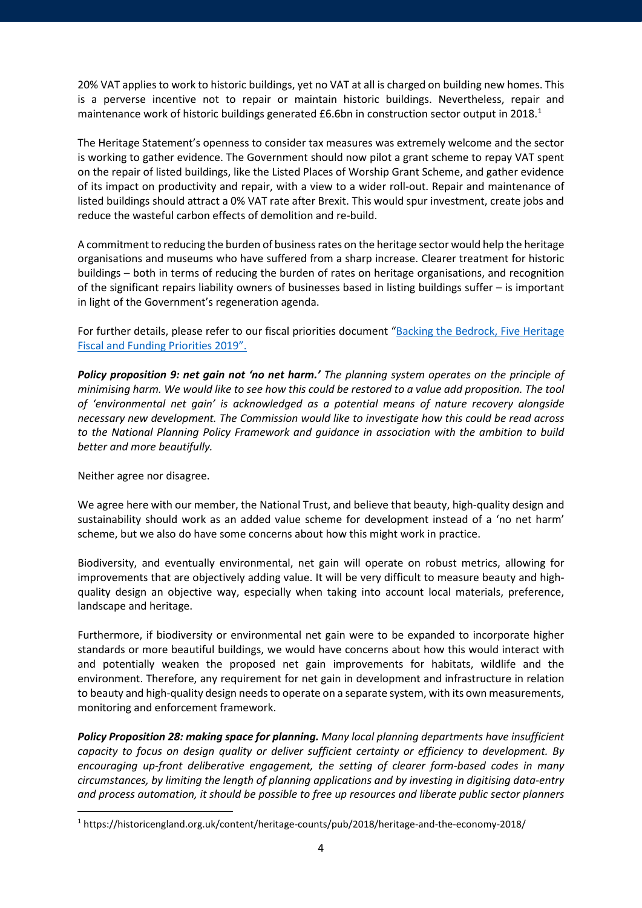20% VAT applies to work to historic buildings, yet no VAT at all is charged on building new homes. This is a perverse incentive not to repair or maintain historic buildings. Nevertheless, repair and maintenance work of historic buildings generated £6.6bn in construction sector output in 2018.[1]

The Heritage Statement's openness to consider tax measures was extremely welcome and the sector is working to gather evidence. The Government should now pilot a grant scheme to repay VAT spent on the repair of listed buildings, like the Listed Places of Worship Grant Scheme, and gather evidence of its impact on productivity and repair, with a view to a wider roll-out. Repair and maintenance of listed buildings should attract a 0% VAT rate after Brexit. This would spur investment, create jobs and reduce the wasteful carbon effects of demolition and re-build.

A commitment to reducing the burden of business rates on the heritage sector would help the heritage organisations and museums who have suffered from a sharp increase. Clearer treatment for historic buildings – both in terms of reducing the burden of rates on heritage organisations, and recognition of the significant repairs liability owners of businesses based in listing buildings suffer – is important in light of the Government's regeneration agenda.

For further details, please refer to our fiscal priorities document "[Backing the Bedrock, Five Heritage Fiscal and Funding Priorities 2019".]()

***Policy proposition 9: net gain not 'no net harm.'*** *The planning system operates on the principle of minimising harm. We would like to see how this could be restored to a value add proposition. The tool of 'environmental net gain' is acknowledged as a potential means of nature recovery alongside necessary new development. The Commission would like to investigate how this could be read across to the National Planning Policy Framework and guidance in association with the ambition to build better and more beautifully.*

Neither agree nor disagree.

We agree here with our member, the National Trust, and believe that beauty, high-quality design and sustainability should work as an added value scheme for development instead of a 'no net harm' scheme, but we also do have some concerns about how this might work in practice.

Biodiversity, and eventually environmental, net gain will operate on robust metrics, allowing for improvements that are objectively adding value. It will be very difficult to measure beauty and high-quality design an objective way, especially when taking into account local materials, preference, landscape and heritage.

Furthermore, if biodiversity or environmental net gain were to be expanded to incorporate higher standards or more beautiful buildings, we would have concerns about how this would interact with and potentially weaken the proposed net gain improvements for habitats, wildlife and the environment. Therefore, any requirement for net gain in development and infrastructure in relation to beauty and high-quality design needs to operate on a separate system, with its own measurements, monitoring and enforcement framework.

***Policy Proposition 28: making space for planning.*** *Many local planning departments have insufficient capacity to focus on design quality or deliver sufficient certainty or efficiency to development. By encouraging up-front deliberative engagement, the setting of clearer form-based codes in many circumstances, by limiting the length of planning applications and by investing in digitising data-entry and process automation, it should be possible to free up resources and liberate public sector planners*

[1] https://historicengland.org.uk/content/heritage-counts/pub/2018/heritage-and-the-economy-2018/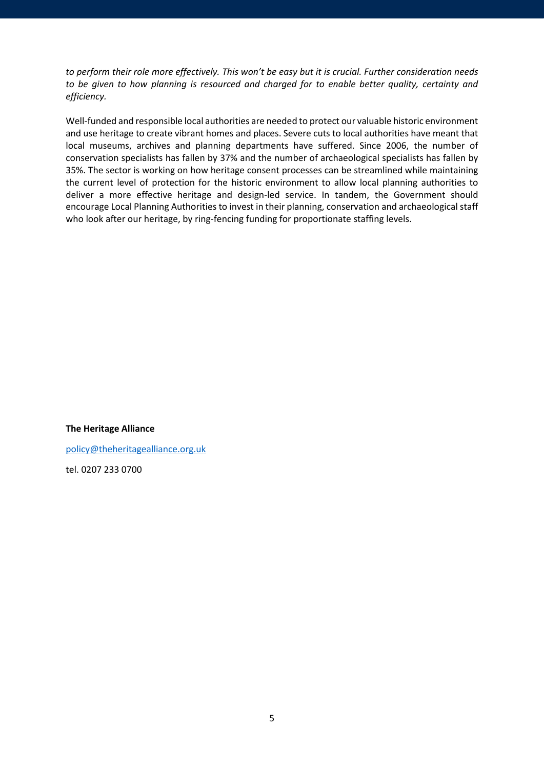*to perform their role more effectively. This won't be easy but it is crucial. Further consideration needs to be given to how planning is resourced and charged for to enable better quality, certainty and efficiency.*

Well-funded and responsible local authorities are needed to protect our valuable historic environment and use heritage to create vibrant homes and places. Severe cuts to local authorities have meant that local museums, archives and planning departments have suffered. Since 2006, the number of conservation specialists has fallen by 37% and the number of archaeological specialists has fallen by 35%. The sector is working on how heritage consent processes can be streamlined while maintaining the current level of protection for the historic environment to allow local planning authorities to deliver a more effective heritage and design-led service. In tandem, the Government should encourage Local Planning Authorities to invest in their planning, conservation and archaeological staff who look after our heritage, by ring-fencing funding for proportionate staffing levels.

**The Heritage Alliance**

policy@theheritagealliance.org.uk

tel. 0207 233 0700